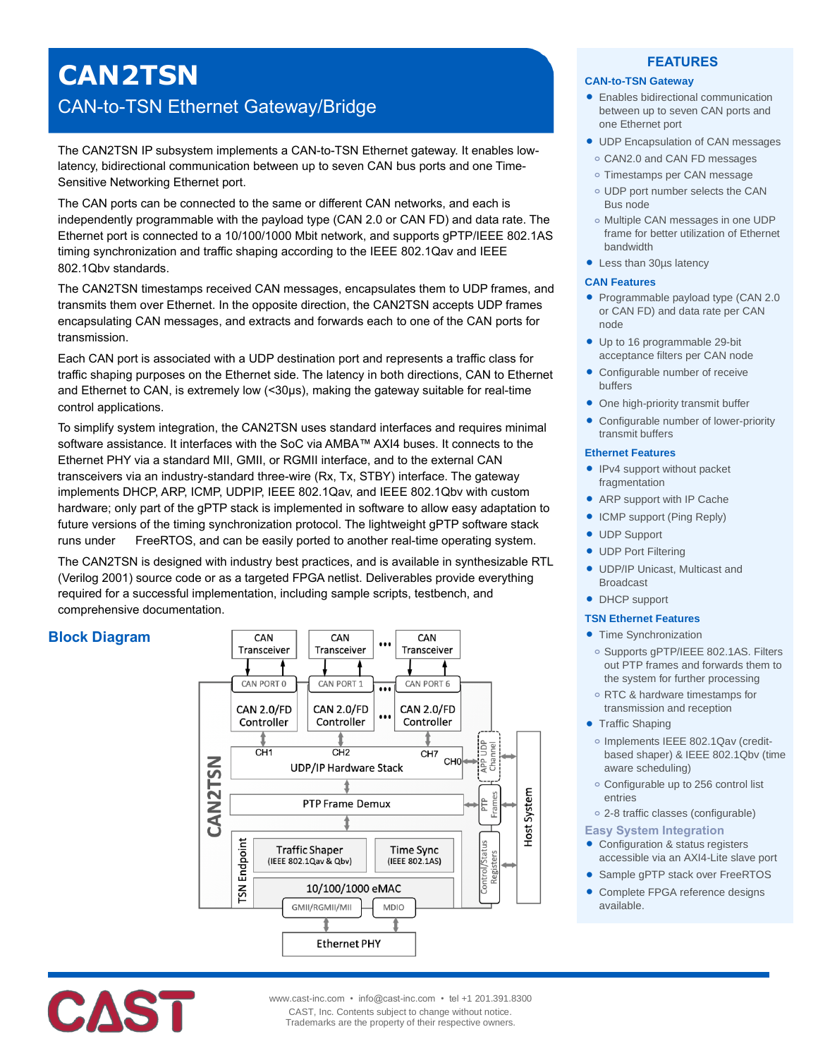# CAN2TSN

## CAN-to-TSN Ethernet Gateway/Bridge

The CAN2TSN IP subsystem implements a CAN-to-TSN Ethernet gateway. It enables low-latency, bidirectional communication between up to seven CAN bus ports and one Time-Sensitive Networking Ethernet port.

The CAN ports can be connected to the same or different CAN networks, and each is independently programmable with the payload type (CAN 2.0 or CAN FD) and data rate. The Ethernet port is connected to a 10/100/1000 Mbit network, and supports gPTP/IEEE 802.1AS timing synchronization and traffic shaping according to the IEEE 802.1Qav and IEEE 802.1Qbv standards.

The CAN2TSN timestamps received CAN messages, encapsulates them to UDP frames, and transmits them over Ethernet. In the opposite direction, the CAN2TSN accepts UDP frames encapsulating CAN messages, and extracts and forwards each to one of the CAN ports for transmission.

Each CAN port is associated with a UDP destination port and represents a traffic class for traffic shaping purposes on the Ethernet side. The latency in both directions, CAN to Ethernet and Ethernet to CAN, is extremely low (<30µs), making the gateway suitable for real-time control applications.

To simplify system integration, the CAN2TSN uses standard interfaces and requires minimal software assistance. It interfaces with the SoC via AMBA™ AXI4 buses. It connects to the Ethernet PHY via a standard MII, GMII, or RGMII interface, and to the external CAN transceivers via an industry-standard three-wire (Rx, Tx, STBY) interface. The gateway implements DHCP, ARP, ICMP, UDPIP, IEEE 802.1Qav, and IEEE 802.1Qbv with custom hardware; only part of the gPTP stack is implemented in software to allow easy adaptation to future versions of the timing synchronization protocol. The lightweight gPTP software stack runs under FreeRTOS, and can be easily ported to another real-time operating system.

The CAN2TSN is designed with industry best practices, and is available in synthesizable RTL (Verilog 2001) source code or as a targeted FPGA netlist. Deliverables provide everything required for a successful implementation, including sample scripts, testbench, and comprehensive documentation.

## Block Diagram

## FEATURES

### CAN-to-TSN Gateway

- Enables bidirectional communication between up to seven CAN ports and one Ethernet port
- UDP Encapsulation of CAN messages
  - CAN2.0 and CAN FD messages
  - Timestamps per CAN message
  - UDP port number selects the CAN Bus node
  - Multiple CAN messages in one UDP frame for better utilization of Ethernet bandwidth
- Less than 30µs latency

### CAN Features

- Programmable payload type (CAN 2.0 or CAN FD) and data rate per CAN node
- Up to 16 programmable 29-bit acceptance filters per CAN node
- Configurable number of receive buffers
- One high-priority transmit buffer
- Configurable number of lower-priority transmit buffers

### Ethernet Features

- IPv4 support without packet fragmentation
- ARP support with IP Cache
- ICMP support (Ping Reply)
- UDP Support
- UDP Port Filtering
- UDP/IP Unicast, Multicast and Broadcast
- DHCP support

### TSN Ethernet Features

- Time Synchronization
  - Supports gPTP/IEEE 802.1AS. Filters out PTP frames and forwards them to the system for further processing
  - RTC & hardware timestamps for transmission and reception
- Traffic Shaping
  - Implements IEEE 802.1Qav (credit-based shaper) & IEEE 802.1Qbv (time aware scheduling)
  - Configurable up to 256 control list entries
  - 2-8 traffic classes (configurable)

### Easy System Integration

- Configuration & status registers accessible via an AXI4-Lite slave port
- Sample gPTP stack over FreeRTOS
- Complete FPGA reference designs available.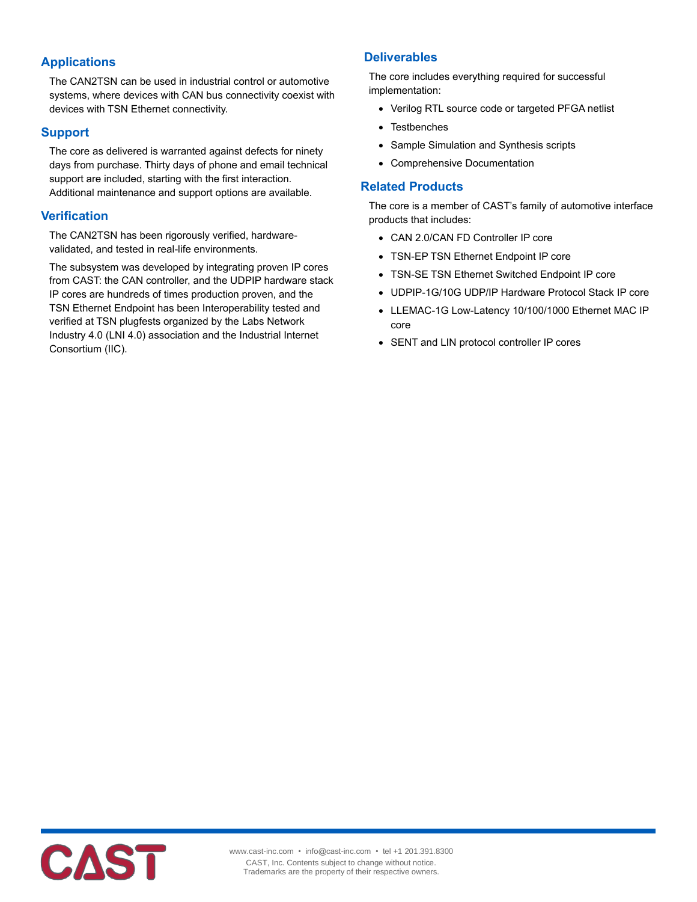## Applications

The CAN2TSN can be used in industrial control or automotive systems, where devices with CAN bus connectivity coexist with devices with TSN Ethernet connectivity.

## Support

The core as delivered is warranted against defects for ninety days from purchase. Thirty days of phone and email technical support are included, starting with the first interaction. Additional maintenance and support options are available.

## Verification

The CAN2TSN has been rigorously verified, hardware-validated, and tested in real-life environments.

The subsystem was developed by integrating proven IP cores from CAST: the CAN controller, and the UDPIP hardware stack IP cores are hundreds of times production proven, and the TSN Ethernet Endpoint has been Interoperability tested and verified at TSN plugfests organized by the Labs Network Industry 4.0 (LNI 4.0) association and the Industrial Internet Consortium (IIC).

## Deliverables

The core includes everything required for successful implementation:

- Verilog RTL source code or targeted PFGA netlist
- Testbenches
- Sample Simulation and Synthesis scripts
- Comprehensive Documentation

## Related Products

The core is a member of CAST's family of automotive interface products that includes:

- CAN 2.0/CAN FD Controller IP core
- TSN-EP TSN Ethernet Endpoint IP core
- TSN-SE TSN Ethernet Switched Endpoint IP core
- UDPIP-1G/10G UDP/IP Hardware Protocol Stack IP core
- LLEMAC-1G Low-Latency 10/100/1000 Ethernet MAC IP core
- SENT and LIN protocol controller IP cores

CAST

www.cast-inc.com • info@cast-inc.com • tel +1 201.391.8300
CAST, Inc. Contents subject to change without notice.
Trademarks are the property of their respective owners.